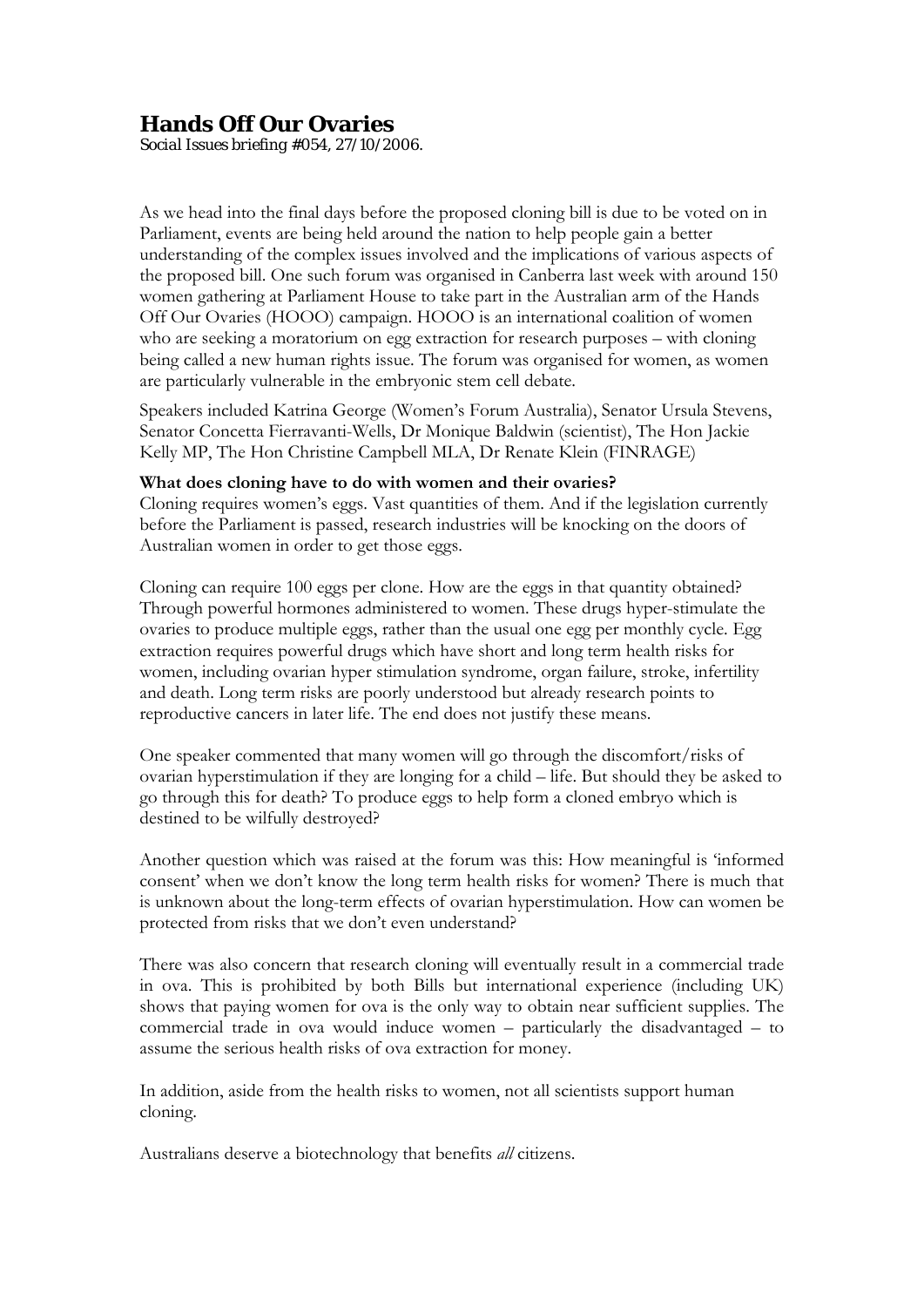# Hands Off Our Ovaries

*Social Issues briefing #054, 27/10/2006.*

As we head into the final days before the proposed cloning bill is due to be voted on in Parliament, events are being held around the nation to help people gain a better understanding of the complex issues involved and the implications of various aspects of the proposed bill. One such forum was organised in Canberra last week with around 150 women gathering at Parliament House to take part in the Australian arm of the Hands Off Our Ovaries (HOOO) campaign. HOOO is an international coalition of women who are seeking a moratorium on egg extraction for research purposes – with cloning being called a new human rights issue. The forum was organised for women, as women are particularly vulnerable in the embryonic stem cell debate.

Speakers included Katrina George (Women's Forum Australia), Senator Ursula Stevens, Senator Concetta Fierravanti-Wells, Dr Monique Baldwin (scientist), The Hon Jackie Kelly MP, The Hon Christine Campbell MLA, Dr Renate Klein (FINRAGE)

**What does cloning have to do with women and their ovaries?**

Cloning requires women's eggs. Vast quantities of them. And if the legislation currently before the Parliament is passed, research industries will be knocking on the doors of Australian women in order to get those eggs.

Cloning can require 100 eggs per clone. How are the eggs in that quantity obtained? Through powerful hormones administered to women. These drugs hyper-stimulate the ovaries to produce multiple eggs, rather than the usual one egg per monthly cycle. Egg extraction requires powerful drugs which have short and long term health risks for women, including ovarian hyper stimulation syndrome, organ failure, stroke, infertility and death. Long term risks are poorly understood but already research points to reproductive cancers in later life. The end does not justify these means.

One speaker commented that many women will go through the discomfort/risks of ovarian hyperstimulation if they are longing for a child – life. But should they be asked to go through this for death? To produce eggs to help form a cloned embryo which is destined to be wilfully destroyed?

Another question which was raised at the forum was this: How meaningful is 'informed consent' when we don't know the long term health risks for women? There is much that is unknown about the long-term effects of ovarian hyperstimulation. How can women be protected from risks that we don't even understand?

There was also concern that research cloning will eventually result in a commercial trade in ova. This is prohibited by both Bills but international experience (including UK) shows that paying women for ova is the only way to obtain near sufficient supplies. The commercial trade in ova would induce women – particularly the disadvantaged – to assume the serious health risks of ova extraction for money.

In addition, aside from the health risks to women, not all scientists support human cloning.

Australians deserve a biotechnology that benefits *all* citizens.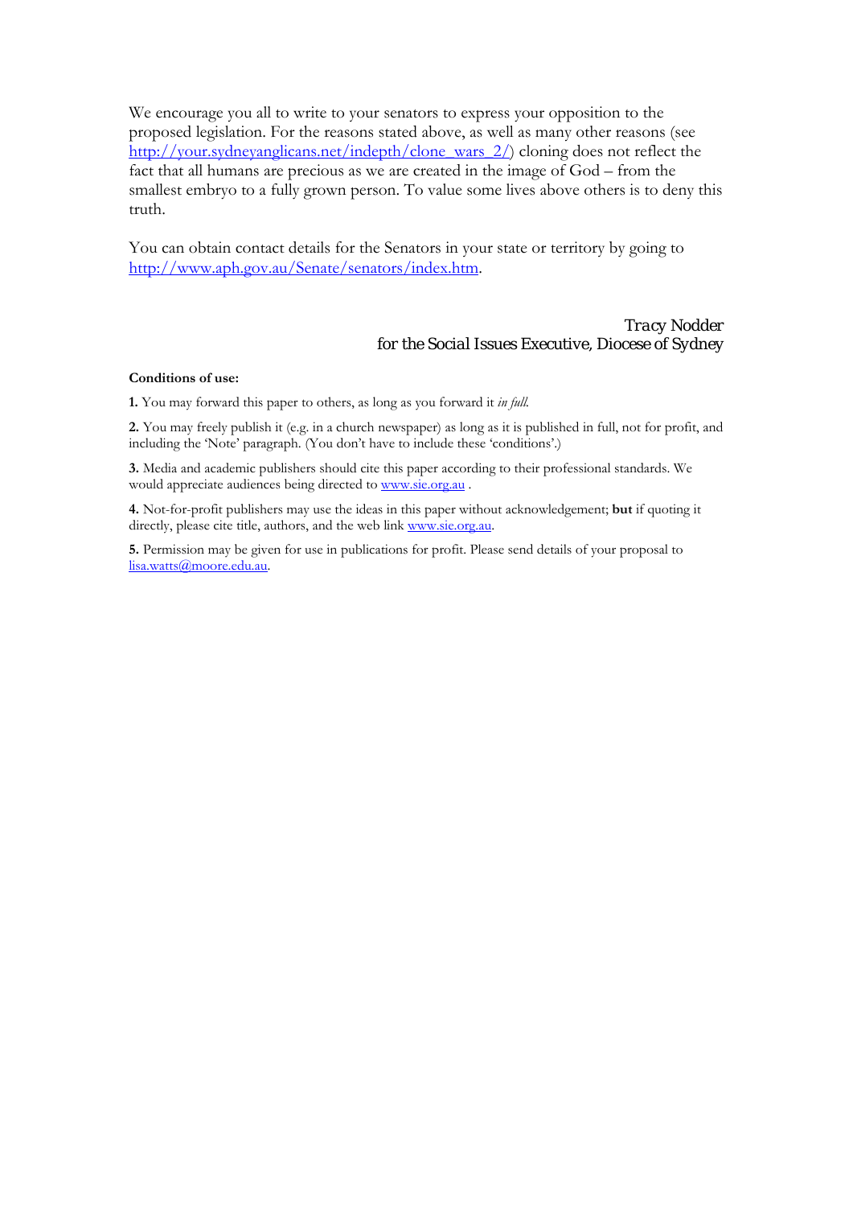We encourage you all to write to your senators to express your opposition to the proposed legislation. For the reasons stated above, as well as many other reasons (see http://your.sydneyanglicans.net/indepth/clone_wars_2/) cloning does not reflect the fact that all humans are precious as we are created in the image of God – from the smallest embryo to a fully grown person. To value some lives above others is to deny this truth.

You can obtain contact details for the Senators in your state or territory by going to http://www.aph.gov.au/Senate/senators/index.htm.

*Tracy Nodder*
*for the Social Issues Executive, Diocese of Sydney*

**Conditions of use:**

**1.** You may forward this paper to others, as long as you forward it *in full.*

**2.** You may freely publish it (e.g. in a church newspaper) as long as it is published in full, not for profit, and including the 'Note' paragraph. (You don't have to include these 'conditions'.)

**3.** Media and academic publishers should cite this paper according to their professional standards. We would appreciate audiences being directed to www.sie.org.au .

**4.** Not-for-profit publishers may use the ideas in this paper without acknowledgement; **but** if quoting it directly, please cite title, authors, and the web link www.sie.org.au.

**5.** Permission may be given for use in publications for profit. Please send details of your proposal to lisa.watts@moore.edu.au.